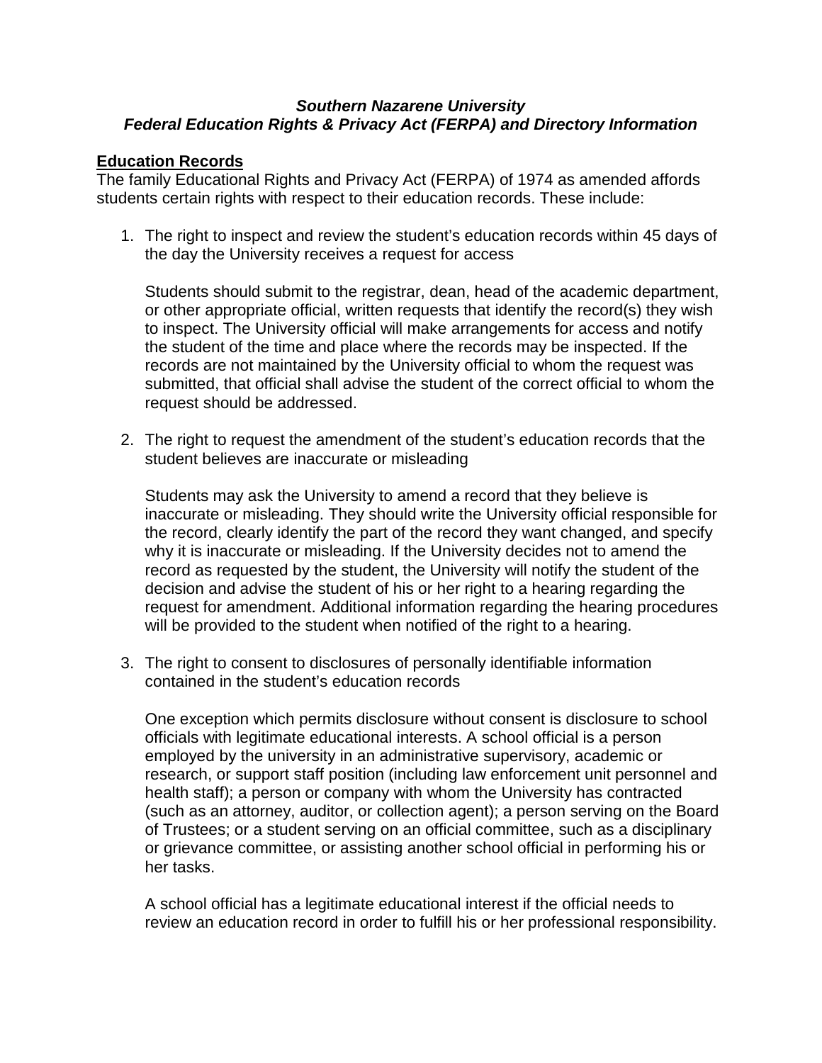***Southern Nazarene University***
***Federal Education Rights & Privacy Act (FERPA) and Directory Information***

## Education Records

The family Educational Rights and Privacy Act (FERPA) of 1974 as amended affords students certain rights with respect to their education records. These include:

1. The right to inspect and review the student's education records within 45 days of the day the University receives a request for access

   Students should submit to the registrar, dean, head of the academic department, or other appropriate official, written requests that identify the record(s) they wish to inspect. The University official will make arrangements for access and notify the student of the time and place where the records may be inspected. If the records are not maintained by the University official to whom the request was submitted, that official shall advise the student of the correct official to whom the request should be addressed.

2. The right to request the amendment of the student's education records that the student believes are inaccurate or misleading

   Students may ask the University to amend a record that they believe is inaccurate or misleading. They should write the University official responsible for the record, clearly identify the part of the record they want changed, and specify why it is inaccurate or misleading. If the University decides not to amend the record as requested by the student, the University will notify the student of the decision and advise the student of his or her right to a hearing regarding the request for amendment. Additional information regarding the hearing procedures will be provided to the student when notified of the right to a hearing.

3. The right to consent to disclosures of personally identifiable information contained in the student's education records

   One exception which permits disclosure without consent is disclosure to school officials with legitimate educational interests. A school official is a person employed by the university in an administrative supervisory, academic or research, or support staff position (including law enforcement unit personnel and health staff); a person or company with whom the University has contracted (such as an attorney, auditor, or collection agent); a person serving on the Board of Trustees; or a student serving on an official committee, such as a disciplinary or grievance committee, or assisting another school official in performing his or her tasks.

   A school official has a legitimate educational interest if the official needs to review an education record in order to fulfill his or her professional responsibility.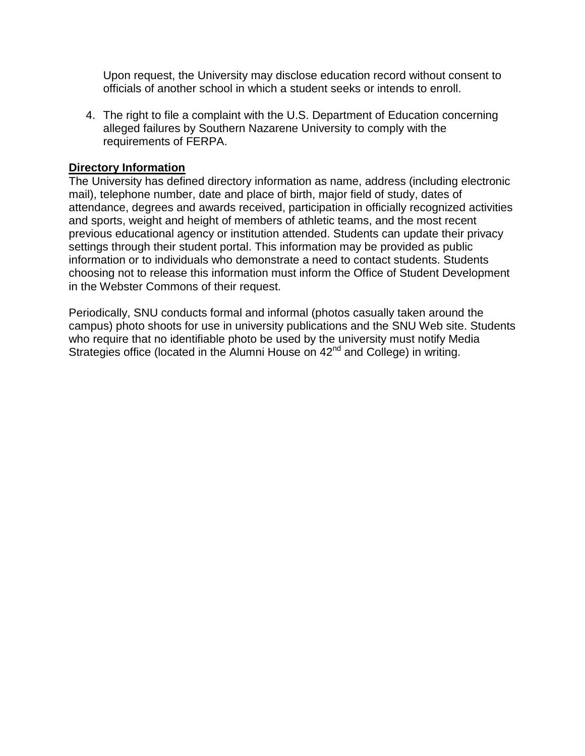Upon request, the University may disclose education record without consent to officials of another school in which a student seeks or intends to enroll.

4. The right to file a complaint with the U.S. Department of Education concerning alleged failures by Southern Nazarene University to comply with the requirements of FERPA.

**Directory Information**

The University has defined directory information as name, address (including electronic mail), telephone number, date and place of birth, major field of study, dates of attendance, degrees and awards received, participation in officially recognized activities and sports, weight and height of members of athletic teams, and the most recent previous educational agency or institution attended. Students can update their privacy settings through their student portal. This information may be provided as public information or to individuals who demonstrate a need to contact students. Students choosing not to release this information must inform the Office of Student Development in the Webster Commons of their request.

Periodically, SNU conducts formal and informal (photos casually taken around the campus) photo shoots for use in university publications and the SNU Web site. Students who require that no identifiable photo be used by the university must notify Media Strategies office (located in the Alumni House on 42nd and College) in writing.